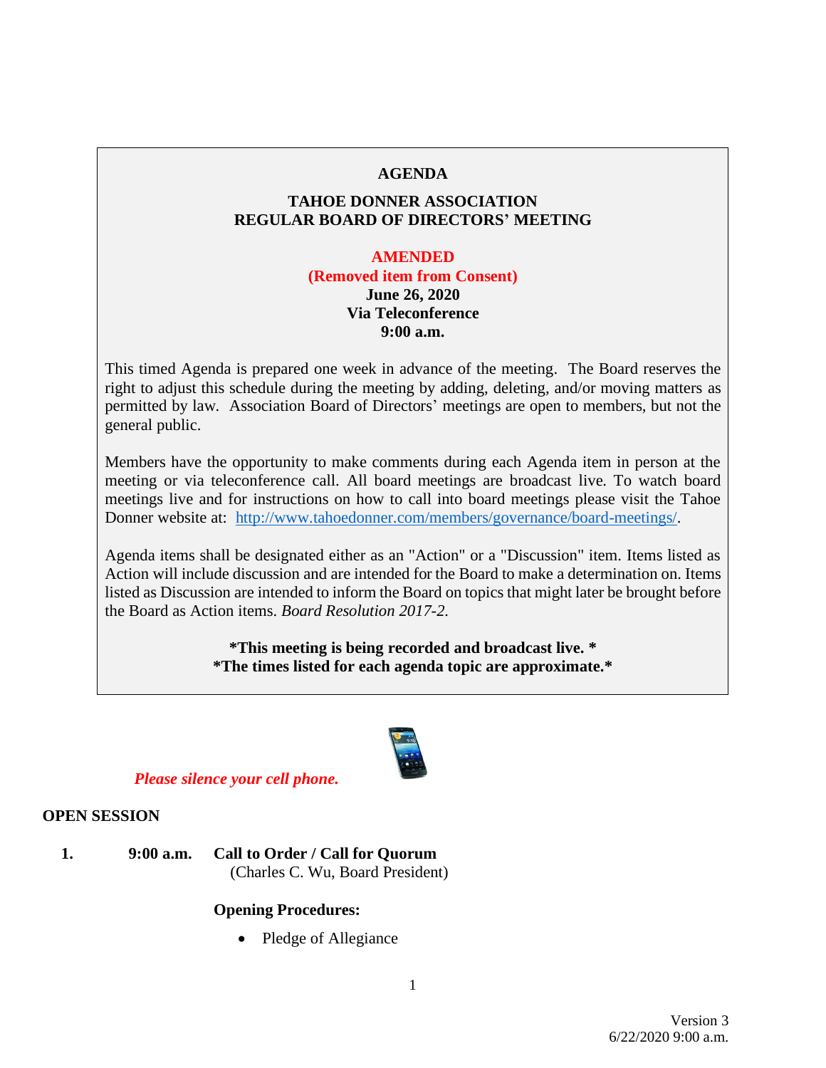# AGENDA

## TAHOE DONNER ASSOCIATION
## REGULAR BOARD OF DIRECTORS' MEETING

**AMENDED**
**(Removed item from Consent)**
**June 26, 2020**
**Via Teleconference**
**9:00 a.m.**

This timed Agenda is prepared one week in advance of the meeting. The Board reserves the right to adjust this schedule during the meeting by adding, deleting, and/or moving matters as permitted by law. Association Board of Directors' meetings are open to members, but not the general public.

Members have the opportunity to make comments during each Agenda item in person at the meeting or via teleconference call. All board meetings are broadcast live. To watch board meetings live and for instructions on how to call into board meetings please visit the Tahoe Donner website at: http://www.tahoedonner.com/members/governance/board-meetings/.

Agenda items shall be designated either as an "Action" or a "Discussion" item. Items listed as Action will include discussion and are intended for the Board to make a determination on. Items listed as Discussion are intended to inform the Board on topics that might later be brought before the Board as Action items. *Board Resolution 2017-2.*

**\*This meeting is being recorded and broadcast live. \***
**\*The times listed for each agenda topic are approximate.\***

***Please silence your cell phone.***

## OPEN SESSION

**1.** **9:00 a.m.** **Call to Order / Call for Quorum**
(Charles C. Wu, Board President)

**Opening Procedures:**

- Pledge of Allegiance

Version 3
6/22/2020 9:00 a.m.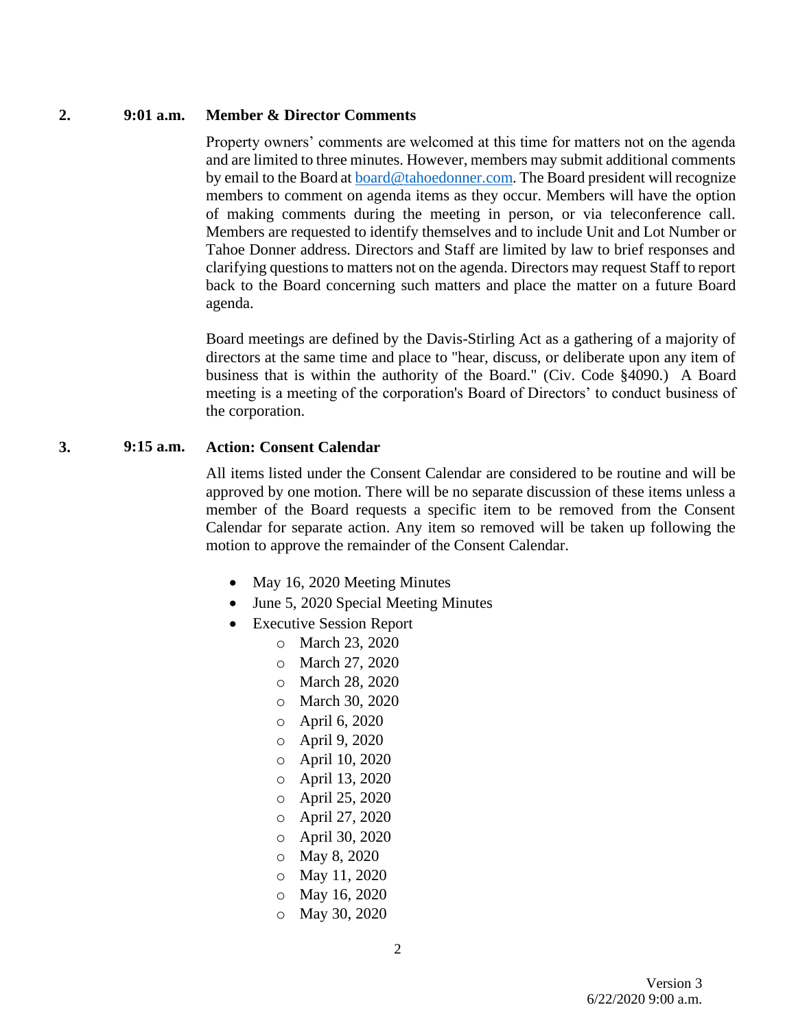**2. 9:01 a.m. Member & Director Comments**

Property owners' comments are welcomed at this time for matters not on the agenda and are limited to three minutes. However, members may submit additional comments by email to the Board at board@tahoedonner.com. The Board president will recognize members to comment on agenda items as they occur. Members will have the option of making comments during the meeting in person, or via teleconference call. Members are requested to identify themselves and to include Unit and Lot Number or Tahoe Donner address. Directors and Staff are limited by law to brief responses and clarifying questions to matters not on the agenda. Directors may request Staff to report back to the Board concerning such matters and place the matter on a future Board agenda.

Board meetings are defined by the Davis-Stirling Act as a gathering of a majority of directors at the same time and place to "hear, discuss, or deliberate upon any item of business that is within the authority of the Board." (Civ. Code §4090.) A Board meeting is a meeting of the corporation's Board of Directors' to conduct business of the corporation.

**3. 9:15 a.m. Action: Consent Calendar**

All items listed under the Consent Calendar are considered to be routine and will be approved by one motion. There will be no separate discussion of these items unless a member of the Board requests a specific item to be removed from the Consent Calendar for separate action. Any item so removed will be taken up following the motion to approve the remainder of the Consent Calendar.

- May 16, 2020 Meeting Minutes
- June 5, 2020 Special Meeting Minutes
- Executive Session Report
  - March 23, 2020
  - March 27, 2020
  - March 28, 2020
  - March 30, 2020
  - April 6, 2020
  - April 9, 2020
  - April 10, 2020
  - April 13, 2020
  - April 25, 2020
  - April 27, 2020
  - April 30, 2020
  - May 8, 2020
  - May 11, 2020
  - May 16, 2020
  - May 30, 2020

Version 3
6/22/2020 9:00 a.m.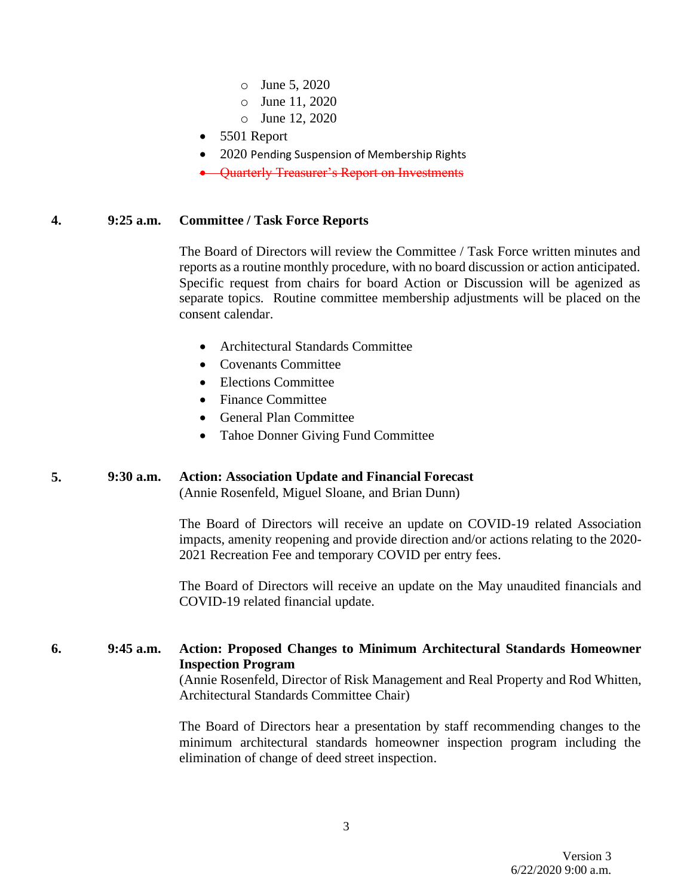- June 5, 2020
    - June 11, 2020
    - June 12, 2020
- 5501 Report
- 2020 Pending Suspension of Membership Rights
- ~~Quarterly Treasurer's Report on Investments~~

**4. 9:25 a.m. Committee / Task Force Reports**

The Board of Directors will review the Committee / Task Force written minutes and reports as a routine monthly procedure, with no board discussion or action anticipated. Specific request from chairs for board Action or Discussion will be agenized as separate topics. Routine committee membership adjustments will be placed on the consent calendar.

- Architectural Standards Committee
- Covenants Committee
- Elections Committee
- Finance Committee
- General Plan Committee
- Tahoe Donner Giving Fund Committee

**5. 9:30 a.m. Action: Association Update and Financial Forecast**
(Annie Rosenfeld, Miguel Sloane, and Brian Dunn)

The Board of Directors will receive an update on COVID-19 related Association impacts, amenity reopening and provide direction and/or actions relating to the 2020-2021 Recreation Fee and temporary COVID per entry fees.

The Board of Directors will receive an update on the May unaudited financials and COVID-19 related financial update.

**6. 9:45 a.m. Action: Proposed Changes to Minimum Architectural Standards Homeowner Inspection Program**
(Annie Rosenfeld, Director of Risk Management and Real Property and Rod Whitten, Architectural Standards Committee Chair)

The Board of Directors hear a presentation by staff recommending changes to the minimum architectural standards homeowner inspection program including the elimination of change of deed street inspection.

Version 3
6/22/2020 9:00 a.m.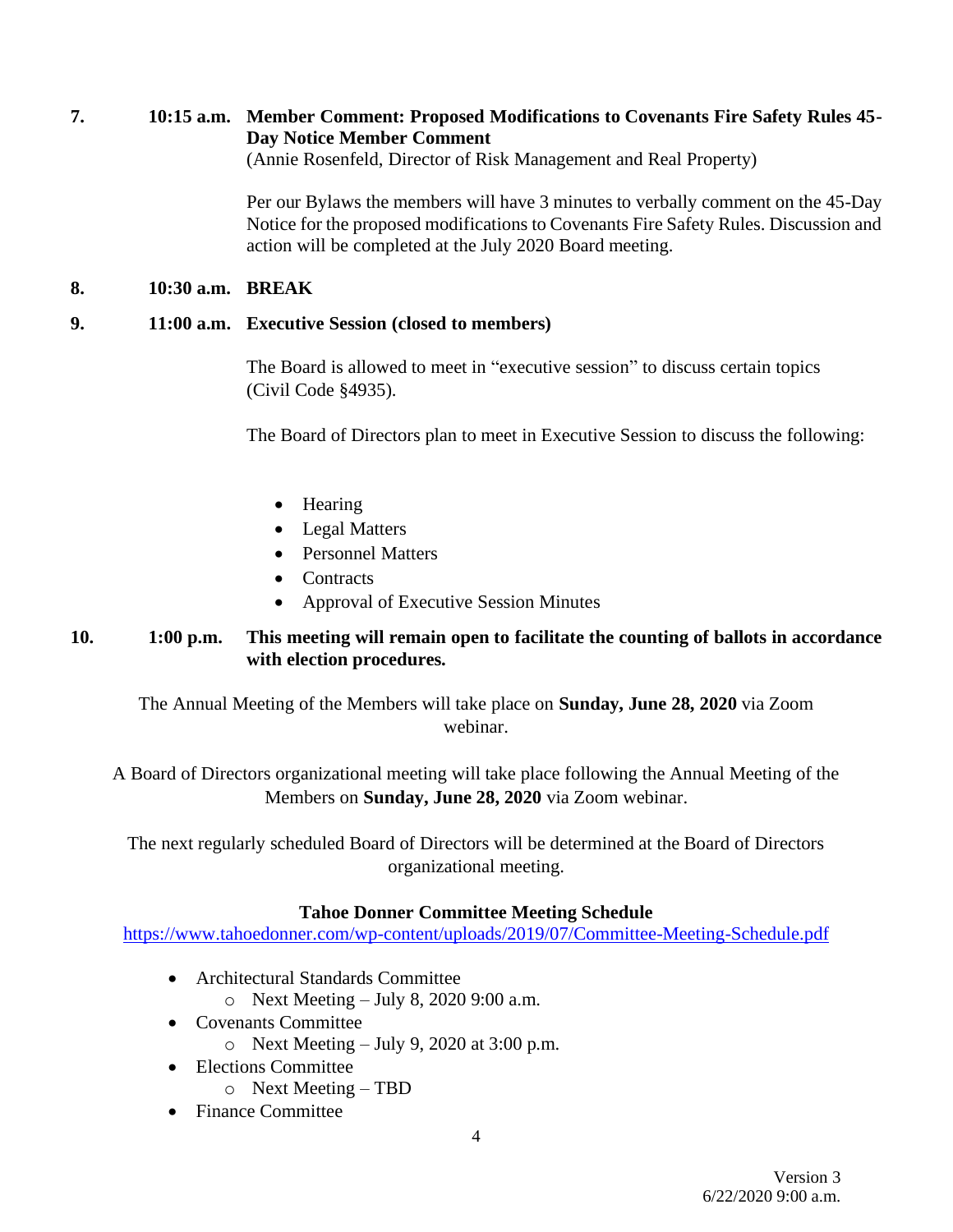**7. 10:15 a.m. Member Comment: Proposed Modifications to Covenants Fire Safety Rules 45-Day Notice Member Comment**
(Annie Rosenfeld, Director of Risk Management and Real Property)

Per our Bylaws the members will have 3 minutes to verbally comment on the 45-Day Notice for the proposed modifications to Covenants Fire Safety Rules. Discussion and action will be completed at the July 2020 Board meeting.

**8. 10:30 a.m. BREAK**

**9. 11:00 a.m. Executive Session (closed to members)**

The Board is allowed to meet in "executive session" to discuss certain topics (Civil Code §4935).

The Board of Directors plan to meet in Executive Session to discuss the following:

- Hearing
- Legal Matters
- Personnel Matters
- Contracts
- Approval of Executive Session Minutes

**10. 1:00 p.m. This meeting will remain open to facilitate the counting of ballots in accordance with election procedures.**

The Annual Meeting of the Members will take place on **Sunday, June 28, 2020** via Zoom webinar.

A Board of Directors organizational meeting will take place following the Annual Meeting of the Members on **Sunday, June 28, 2020** via Zoom webinar.

The next regularly scheduled Board of Directors will be determined at the Board of Directors organizational meeting.

**Tahoe Donner Committee Meeting Schedule**
https://www.tahoedonner.com/wp-content/uploads/2019/07/Committee-Meeting-Schedule.pdf

- Architectural Standards Committee
  - Next Meeting – July 8, 2020 9:00 a.m.
- Covenants Committee
  - Next Meeting – July 9, 2020 at 3:00 p.m.
- Elections Committee
  - Next Meeting – TBD
- Finance Committee

Version 3
6/22/2020 9:00 a.m.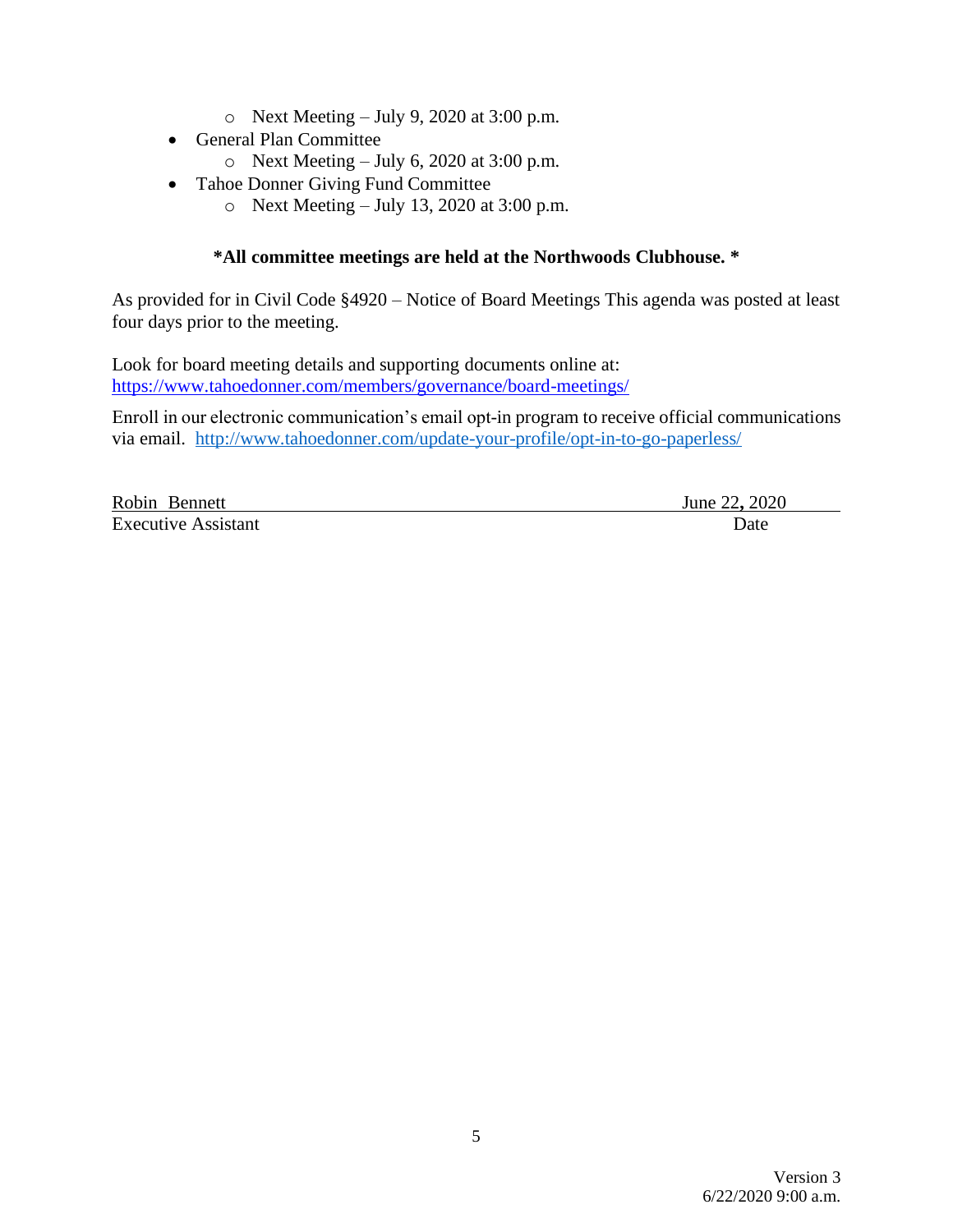- Next Meeting – July 9, 2020 at 3:00 p.m.
- General Plan Committee
  - Next Meeting – July 6, 2020 at 3:00 p.m.
- Tahoe Donner Giving Fund Committee
  - Next Meeting – July 13, 2020 at 3:00 p.m.

**\*All committee meetings are held at the Northwoods Clubhouse. \***

As provided for in Civil Code §4920 – Notice of Board Meetings This agenda was posted at least four days prior to the meeting.

Look for board meeting details and supporting documents online at:
https://www.tahoedonner.com/members/governance/board-meetings/

Enroll in our electronic communication's email opt-in program to receive official communications via email. http://www.tahoedonner.com/update-your-profile/opt-in-to-go-paperless/

Robin Bennett — June 22, 2020
Executive Assistant — Date

Version 3
6/22/2020 9:00 a.m.